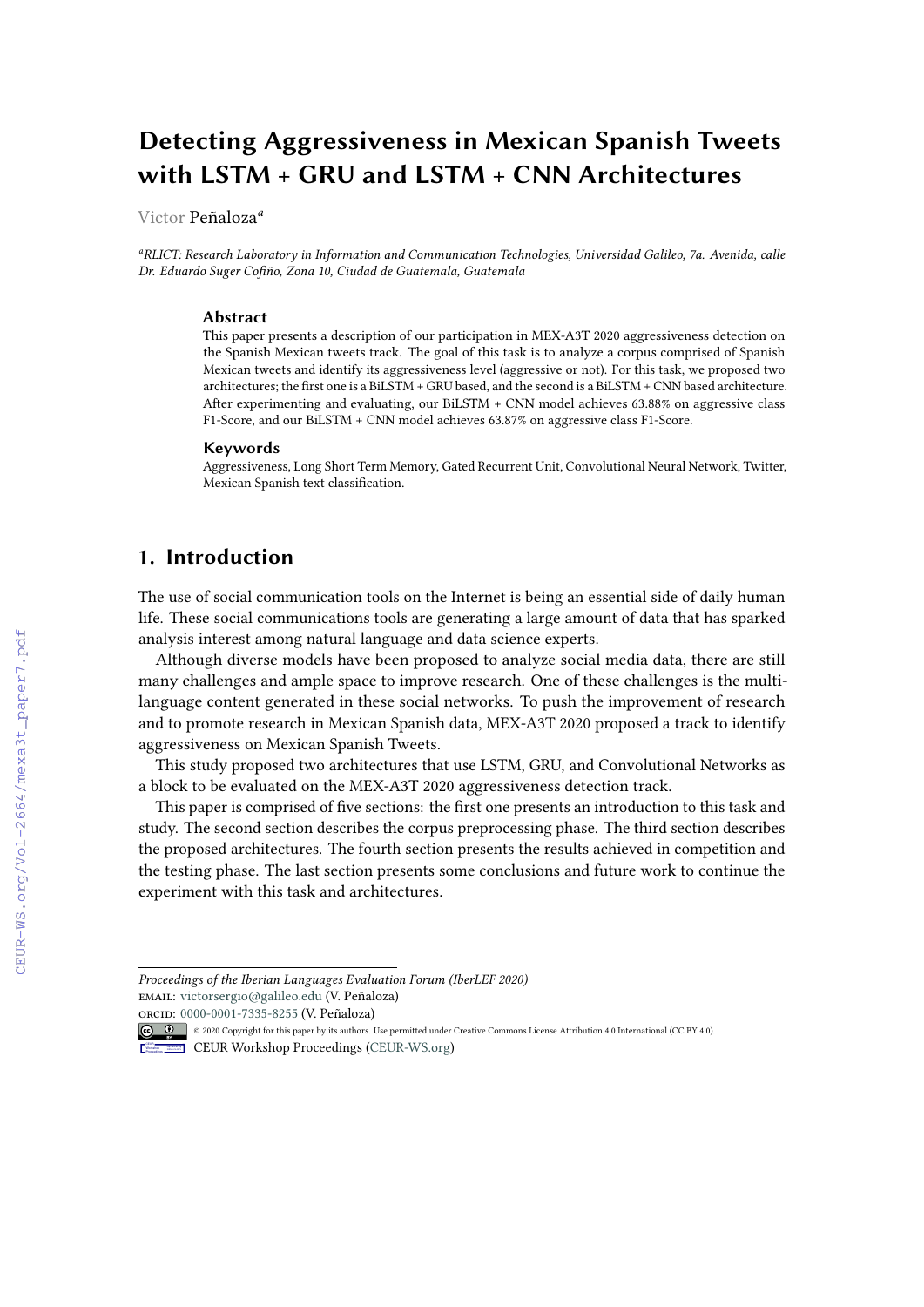# Detecting Aggressiveness in Mexican Spanish Tweets with LSTM + GRU and LSTM + CNN Architectures

Victor Peñaloza[a]

[a]*RLICT: Research Laboratory in Information and Communication Technologies, Universidad Galileo, 7a. Avenida, calle Dr. Eduardo Suger Cofiño, Zona 10, Ciudad de Guatemala, Guatemala*

### Abstract

This paper presents a description of our participation in MEX-A3T 2020 aggressiveness detection on the Spanish Mexican tweets track. The goal of this task is to analyze a corpus comprised of Spanish Mexican tweets and identify its aggressiveness level (aggressive or not). For this task, we proposed two architectures; the first one is a BiLSTM + GRU based, and the second is a BiLSTM + CNN based architecture. After experimenting and evaluating, our BiLSTM + CNN model achieves 63.88% on aggressive class F1-Score, and our BiLSTM + CNN model achieves 63.87% on aggressive class F1-Score.

### Keywords

Aggressiveness, Long Short Term Memory, Gated Recurrent Unit, Convolutional Neural Network, Twitter, Mexican Spanish text classification.

## 1. Introduction

The use of social communication tools on the Internet is being an essential side of daily human life. These social communications tools are generating a large amount of data that has sparked analysis interest among natural language and data science experts.

Although diverse models have been proposed to analyze social media data, there are still many challenges and ample space to improve research. One of these challenges is the multi-language content generated in these social networks. To push the improvement of research and to promote research in Mexican Spanish data, MEX-A3T 2020 proposed a track to identify aggressiveness on Mexican Spanish Tweets.

This study proposed two architectures that use LSTM, GRU, and Convolutional Networks as a block to be evaluated on the MEX-A3T 2020 aggressiveness detection track.

This paper is comprised of five sections: the first one presents an introduction to this task and study. The second section describes the corpus preprocessing phase. The third section describes the proposed architectures. The fourth section presents the results achieved in competition and the testing phase. The last section presents some conclusions and future work to continue the experiment with this task and architectures.

---

*Proceedings of the Iberian Languages Evaluation Forum (IberLEF 2020)*
EMAIL: victorsergio@galileo.edu (V. Peñaloza)
ORCID: 0000-0001-7335-8255 (V. Peñaloza)
© 2020 Copyright for this paper by its authors. Use permitted under Creative Commons License Attribution 4.0 International (CC BY 4.0).
CEUR Workshop Proceedings (CEUR-WS.org)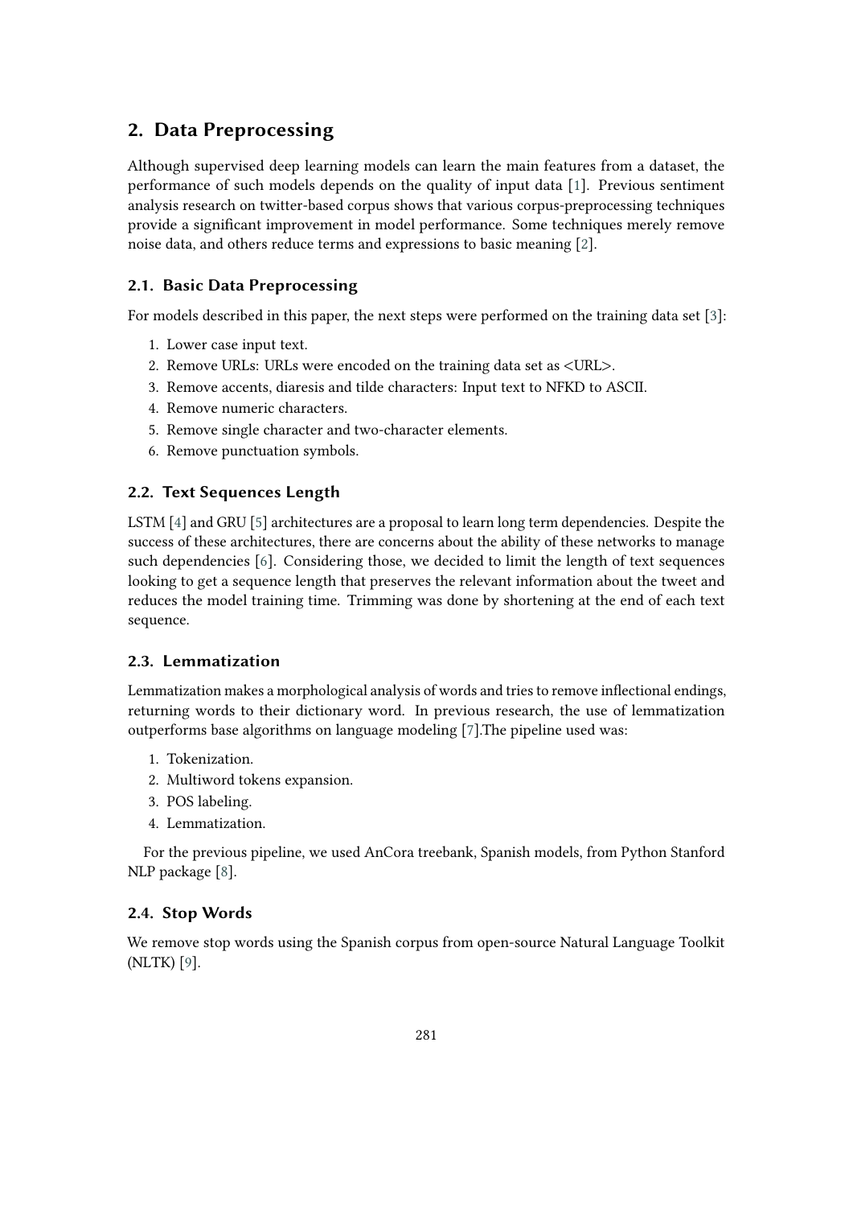## 2. Data Preprocessing

Although supervised deep learning models can learn the main features from a dataset, the performance of such models depends on the quality of input data [1]. Previous sentiment analysis research on twitter-based corpus shows that various corpus-preprocessing techniques provide a significant improvement in model performance. Some techniques merely remove noise data, and others reduce terms and expressions to basic meaning [2].

### 2.1. Basic Data Preprocessing

For models described in this paper, the next steps were performed on the training data set [3]:

1. Lower case input text.
2. Remove URLs: URLs were encoded on the training data set as <URL>.
3. Remove accents, diaresis and tilde characters: Input text to NFKD to ASCII.
4. Remove numeric characters.
5. Remove single character and two-character elements.
6. Remove punctuation symbols.

### 2.2. Text Sequences Length

LSTM [4] and GRU [5] architectures are a proposal to learn long term dependencies. Despite the success of these architectures, there are concerns about the ability of these networks to manage such dependencies [6]. Considering those, we decided to limit the length of text sequences looking to get a sequence length that preserves the relevant information about the tweet and reduces the model training time. Trimming was done by shortening at the end of each text sequence.

### 2.3. Lemmatization

Lemmatization makes a morphological analysis of words and tries to remove inflectional endings, returning words to their dictionary word. In previous research, the use of lemmatization outperforms base algorithms on language modeling [7].The pipeline used was:

1. Tokenization.
2. Multiword tokens expansion.
3. POS labeling.
4. Lemmatization.

For the previous pipeline, we used AnCora treebank, Spanish models, from Python Stanford NLP package [8].

### 2.4. Stop Words

We remove stop words using the Spanish corpus from open-source Natural Language Toolkit (NLTK) [9].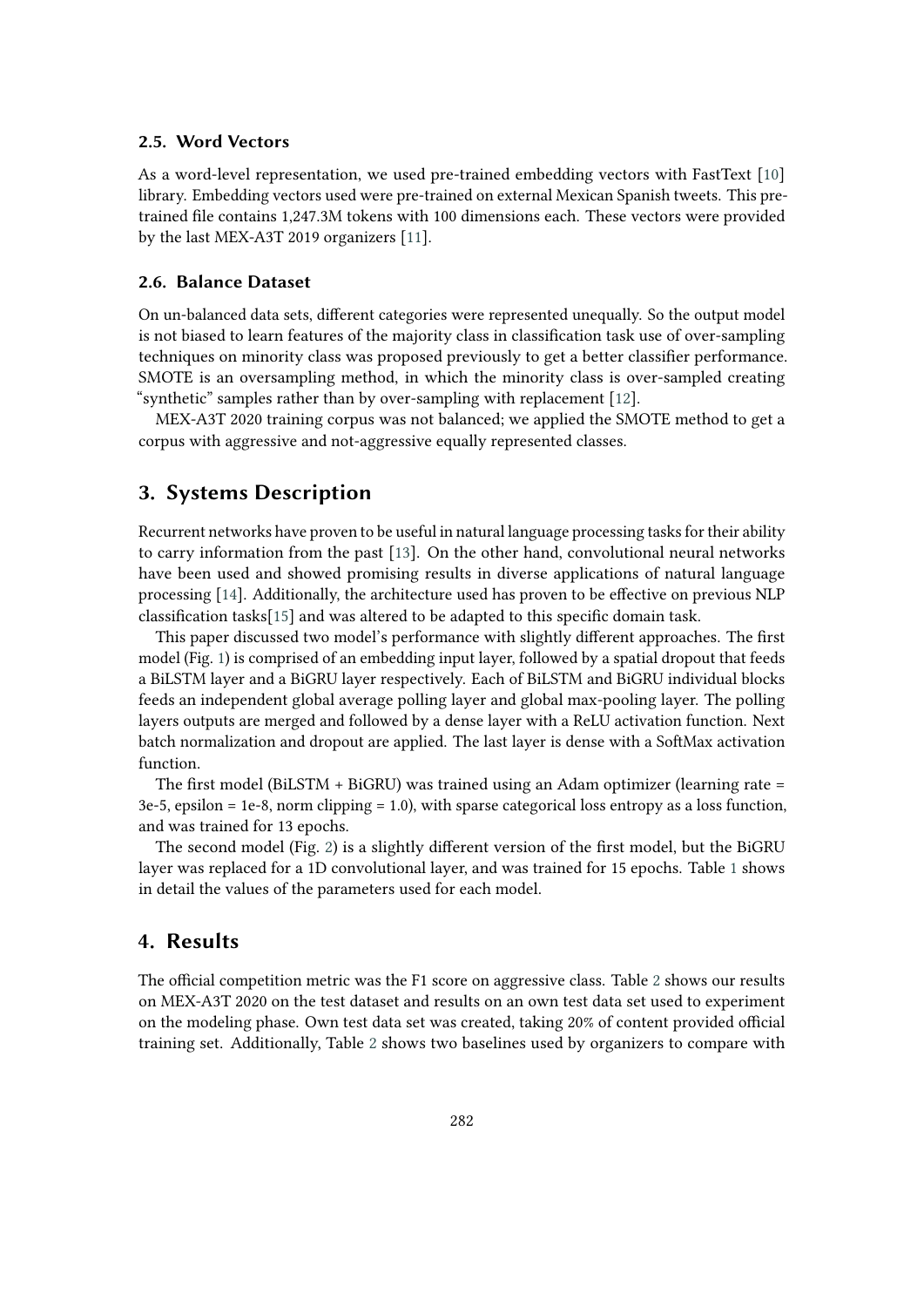### 2.5. Word Vectors

As a word-level representation, we used pre-trained embedding vectors with FastText [10] library. Embedding vectors used were pre-trained on external Mexican Spanish tweets. This pre-trained file contains 1,247.3M tokens with 100 dimensions each. These vectors were provided by the last MEX-A3T 2019 organizers [11].

### 2.6. Balance Dataset

On un-balanced data sets, different categories were represented unequally. So the output model is not biased to learn features of the majority class in classification task use of over-sampling techniques on minority class was proposed previously to get a better classifier performance. SMOTE is an oversampling method, in which the minority class is over-sampled creating "synthetic" samples rather than by over-sampling with replacement [12].

MEX-A3T 2020 training corpus was not balanced; we applied the SMOTE method to get a corpus with aggressive and not-aggressive equally represented classes.

## 3. Systems Description

Recurrent networks have proven to be useful in natural language processing tasks for their ability to carry information from the past [13]. On the other hand, convolutional neural networks have been used and showed promising results in diverse applications of natural language processing [14]. Additionally, the architecture used has proven to be effective on previous NLP classification tasks[15] and was altered to be adapted to this specific domain task.

This paper discussed two model's performance with slightly different approaches. The first model (Fig. 1) is comprised of an embedding input layer, followed by a spatial dropout that feeds a BiLSTM layer and a BiGRU layer respectively. Each of BiLSTM and BiGRU individual blocks feeds an independent global average polling layer and global max-pooling layer. The polling layers outputs are merged and followed by a dense layer with a ReLU activation function. Next batch normalization and dropout are applied. The last layer is dense with a SoftMax activation function.

The first model (BiLSTM + BiGRU) was trained using an Adam optimizer (learning rate = 3e-5, epsilon = 1e-8, norm clipping = 1.0), with sparse categorical loss entropy as a loss function, and was trained for 13 epochs.

The second model (Fig. 2) is a slightly different version of the first model, but the BiGRU layer was replaced for a 1D convolutional layer, and was trained for 15 epochs. Table 1 shows in detail the values of the parameters used for each model.

## 4. Results

The official competition metric was the F1 score on aggressive class. Table 2 shows our results on MEX-A3T 2020 on the test dataset and results on an own test data set used to experiment on the modeling phase. Own test data set was created, taking 20% of content provided official training set. Additionally, Table 2 shows two baselines used by organizers to compare with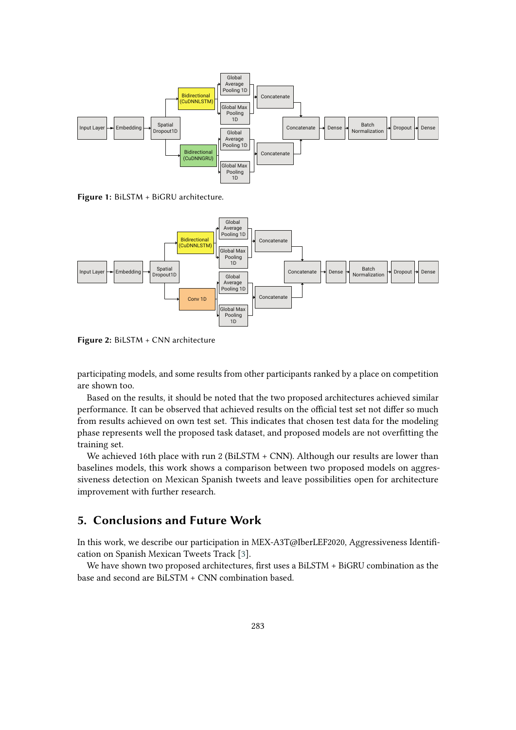Figure 1: BiLSTM + BiGRU architecture.

Figure 2: BiLSTM + CNN architecture

participating models, and some results from other participants ranked by a place on competition are shown too.

Based on the results, it should be noted that the two proposed architectures achieved similar performance. It can be observed that achieved results on the official test set not differ so much from results achieved on own test set. This indicates that chosen test data for the modeling phase represents well the proposed task dataset, and proposed models are not overfitting the training set.

We achieved 16th place with run 2 (BiLSTM + CNN). Although our results are lower than baselines models, this work shows a comparison between two proposed models on aggressiveness detection on Mexican Spanish tweets and leave possibilities open for architecture improvement with further research.

## 5. Conclusions and Future Work

In this work, we describe our participation in MEX-A3T@IberLEF2020, Aggressiveness Identification on Spanish Mexican Tweets Track [3].

We have shown two proposed architectures, first uses a BiLSTM + BiGRU combination as the base and second are BiLSTM + CNN combination based.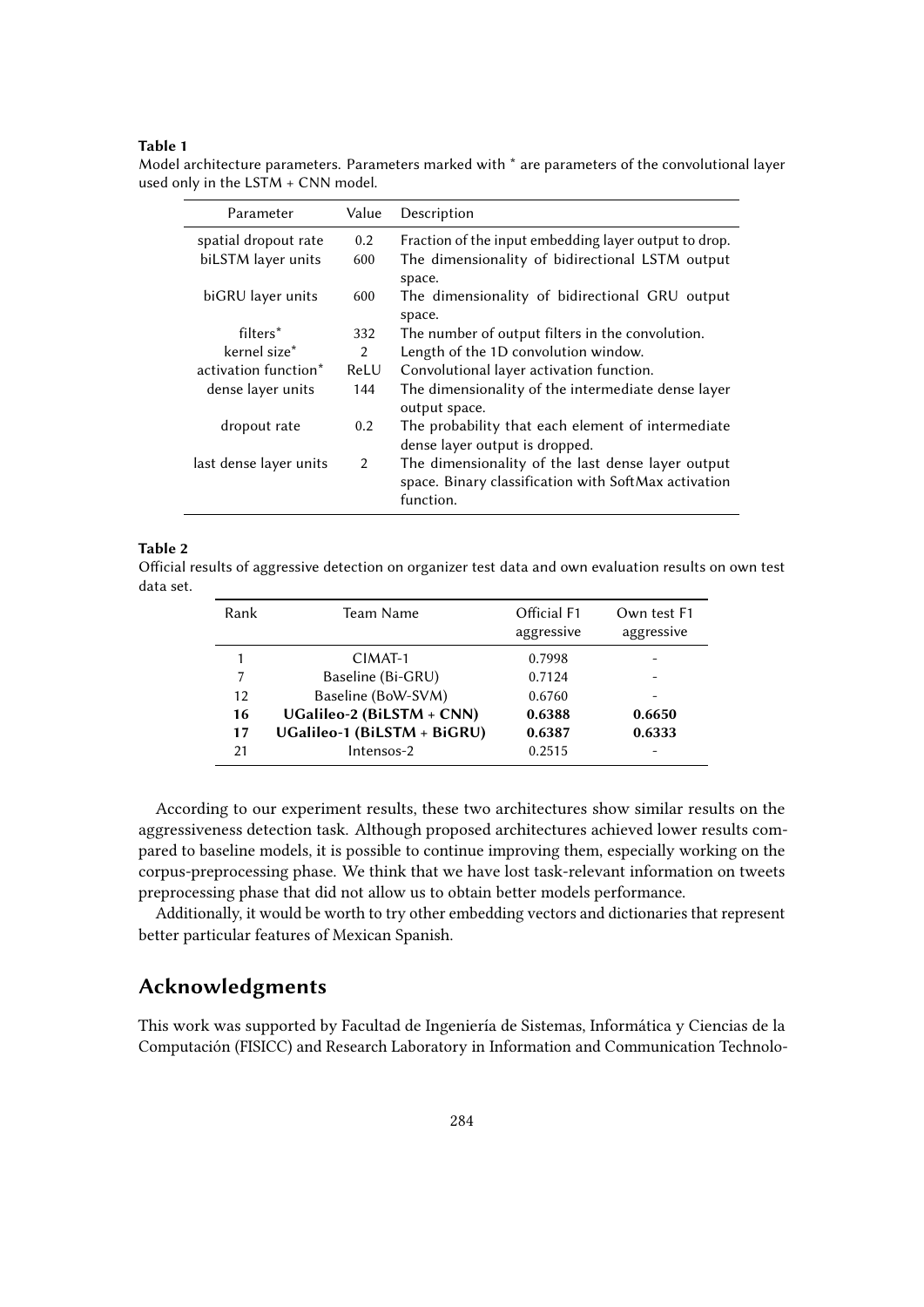**Table 1**
Model architecture parameters. Parameters marked with * are parameters of the convolutional layer used only in the LSTM + CNN model.

| Parameter | Value | Description |
|---|---|---|
| spatial dropout rate | 0.2 | Fraction of the input embedding layer output to drop. |
| biLSTM layer units | 600 | The dimensionality of bidirectional LSTM output space. |
| biGRU layer units | 600 | The dimensionality of bidirectional GRU output space. |
| filters* | 332 | The number of output filters in the convolution. |
| kernel size* | 2 | Length of the 1D convolution window. |
| activation function* | ReLU | Convolutional layer activation function. |
| dense layer units | 144 | The dimensionality of the intermediate dense layer output space. |
| dropout rate | 0.2 | The probability that each element of intermediate dense layer output is dropped. |
| last dense layer units | 2 | The dimensionality of the last dense layer output space. Binary classification with SoftMax activation function. |

**Table 2**
Official results of aggressive detection on organizer test data and own evaluation results on own test data set.

| Rank | Team Name | Official F1 aggressive | Own test F1 aggressive |
|---|---|---|---|
| 1 | CIMAT-1 | 0.7998 | - |
| 7 | Baseline (Bi-GRU) | 0.7124 | - |
| 12 | Baseline (BoW-SVM) | 0.6760 | - |
| **16** | **UGalileo-2 (BiLSTM + CNN)** | **0.6388** | **0.6650** |
| **17** | **UGalileo-1 (BiLSTM + BiGRU)** | **0.6387** | **0.6333** |
| 21 | Intensos-2 | 0.2515 | - |

According to our experiment results, these two architectures show similar results on the aggressiveness detection task. Although proposed architectures achieved lower results compared to baseline models, it is possible to continue improving them, especially working on the corpus-preprocessing phase. We think that we have lost task-relevant information on tweets preprocessing phase that did not allow us to obtain better models performance.

Additionally, it would be worth to try other embedding vectors and dictionaries that represent better particular features of Mexican Spanish.

## Acknowledgments

This work was supported by Facultad de Ingeniería de Sistemas, Informática y Ciencias de la Computación (FISICC) and Research Laboratory in Information and Communication Technolo-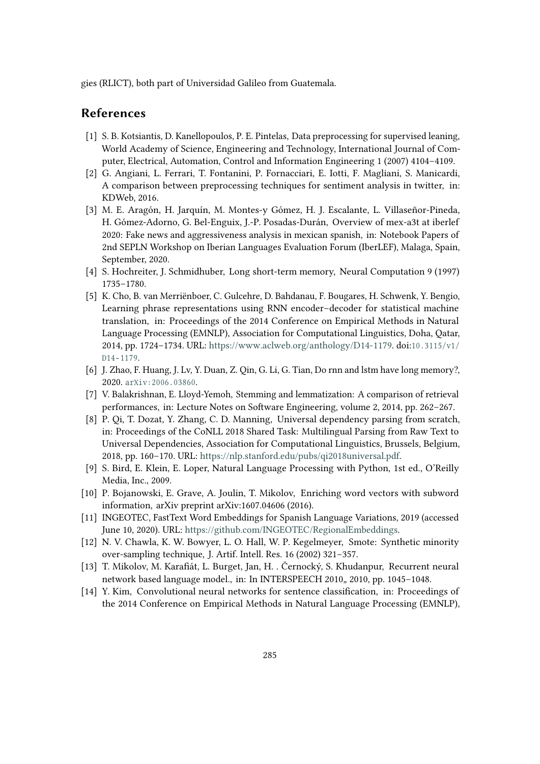gies (RLICT), both part of Universidad Galileo from Guatemala.

## References

[1] S. B. Kotsiantis, D. Kanellopoulos, P. E. Pintelas, Data preprocessing for supervised leaning, World Academy of Science, Engineering and Technology, International Journal of Computer, Electrical, Automation, Control and Information Engineering 1 (2007) 4104–4109.

[2] G. Angiani, L. Ferrari, T. Fontanini, P. Fornacciari, E. Iotti, F. Magliani, S. Manicardi, A comparison between preprocessing techniques for sentiment analysis in twitter, in: KDWeb, 2016.

[3] M. E. Aragón, H. Jarquín, M. Montes-y Gómez, H. J. Escalante, L. Villaseñor-Pineda, H. Gómez-Adorno, G. Bel-Enguix, J.-P. Posadas-Durán, Overview of mex-a3t at iberlef 2020: Fake news and aggressiveness analysis in mexican spanish, in: Notebook Papers of 2nd SEPLN Workshop on Iberian Languages Evaluation Forum (IberLEF), Malaga, Spain, September, 2020.

[4] S. Hochreiter, J. Schmidhuber, Long short-term memory, Neural Computation 9 (1997) 1735–1780.

[5] K. Cho, B. van Merriënboer, C. Gulcehre, D. Bahdanau, F. Bougares, H. Schwenk, Y. Bengio, Learning phrase representations using RNN encoder–decoder for statistical machine translation, in: Proceedings of the 2014 Conference on Empirical Methods in Natural Language Processing (EMNLP), Association for Computational Linguistics, Doha, Qatar, 2014, pp. 1724–1734. URL: https://www.aclweb.org/anthology/D14-1179. doi:10.3115/v1/D14-1179.

[6] J. Zhao, F. Huang, J. Lv, Y. Duan, Z. Qin, G. Li, G. Tian, Do rnn and lstm have long memory?, 2020. arXiv:2006.03860.

[7] V. Balakrishnan, E. Lloyd-Yemoh, Stemming and lemmatization: A comparison of retrieval performances, in: Lecture Notes on Software Engineering, volume 2, 2014, pp. 262–267.

[8] P. Qi, T. Dozat, Y. Zhang, C. D. Manning, Universal dependency parsing from scratch, in: Proceedings of the CoNLL 2018 Shared Task: Multilingual Parsing from Raw Text to Universal Dependencies, Association for Computational Linguistics, Brussels, Belgium, 2018, pp. 160–170. URL: https://nlp.stanford.edu/pubs/qi2018universal.pdf.

[9] S. Bird, E. Klein, E. Loper, Natural Language Processing with Python, 1st ed., O'Reilly Media, Inc., 2009.

[10] P. Bojanowski, E. Grave, A. Joulin, T. Mikolov, Enriching word vectors with subword information, arXiv preprint arXiv:1607.04606 (2016).

[11] INGEOTEC, FastText Word Embeddings for Spanish Language Variations, 2019 (accessed June 10, 2020). URL: https://github.com/INGEOTEC/RegionalEmbeddings.

[12] N. V. Chawla, K. W. Bowyer, L. O. Hall, W. P. Kegelmeyer, Smote: Synthetic minority over-sampling technique, J. Artif. Intell. Res. 16 (2002) 321–357.

[13] T. Mikolov, M. Karafiát, L. Burget, Jan, H. . Černocký, S. Khudanpur, Recurrent neural network based language model., in: In INTERSPEECH 2010,, 2010, pp. 1045–1048.

[14] Y. Kim, Convolutional neural networks for sentence classification, in: Proceedings of the 2014 Conference on Empirical Methods in Natural Language Processing (EMNLP),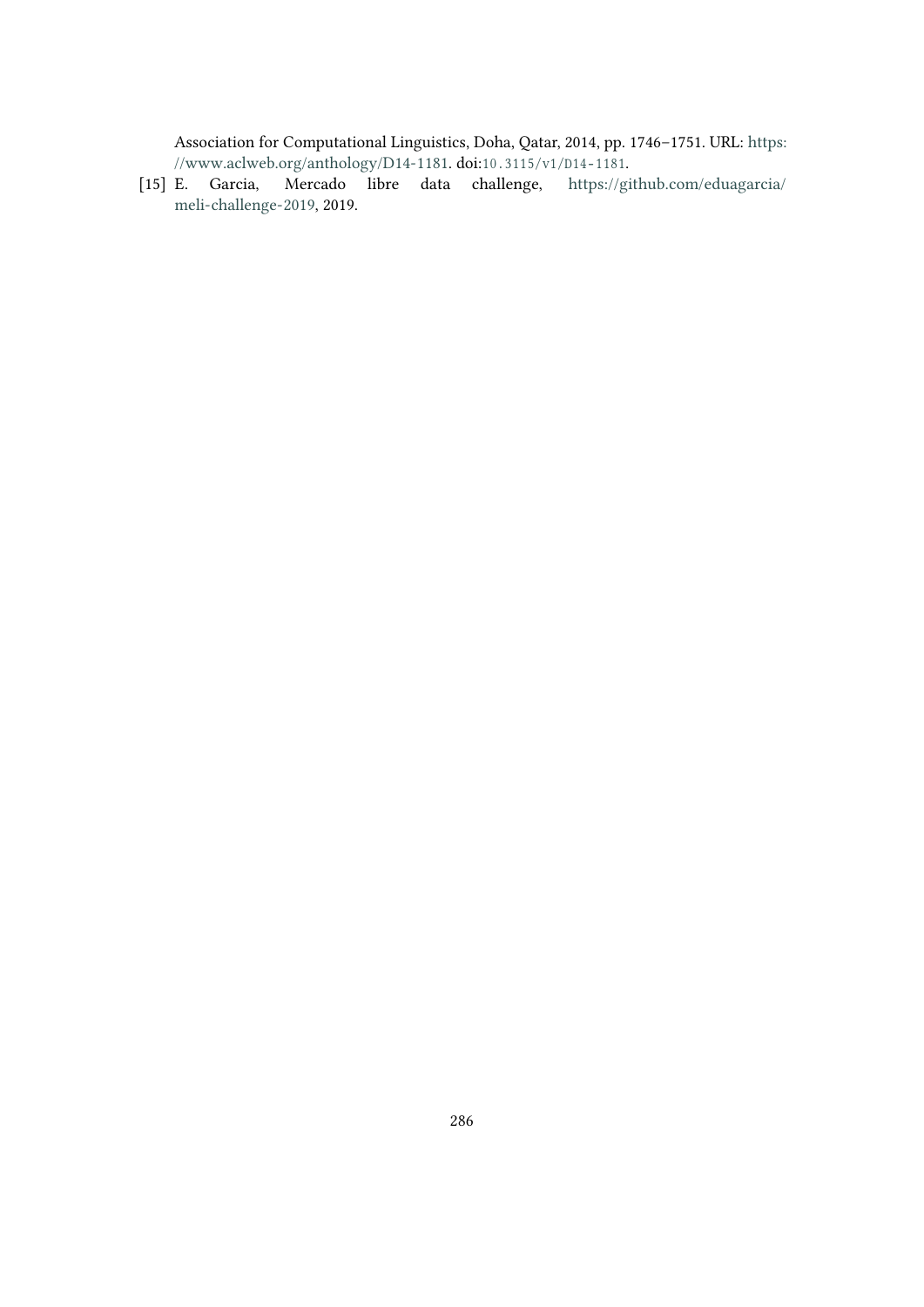Association for Computational Linguistics, Doha, Qatar, 2014, pp. 1746–1751. URL: https://www.aclweb.org/anthology/D14-1181. doi:10.3115/v1/D14-1181.

[15] E. Garcia, Mercado libre data challenge, https://github.com/eduagarcia/meli-challenge-2019, 2019.